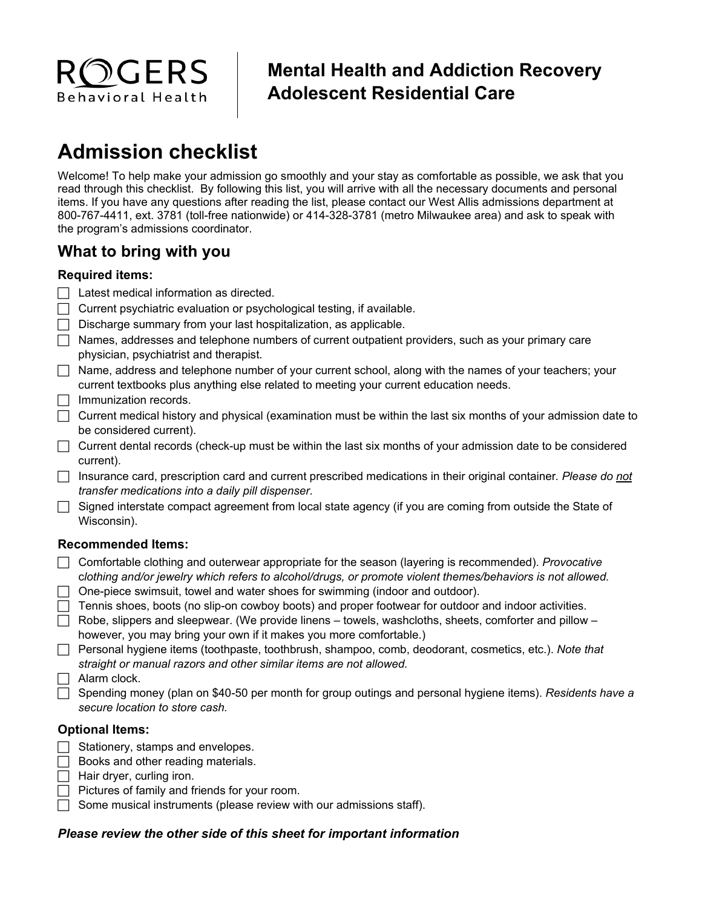ROGERS Behavioral Health

**Mental Health and Addiction Recovery**
**Adolescent Residential Care**

# Admission checklist

Welcome! To help make your admission go smoothly and your stay as comfortable as possible, we ask that you read through this checklist. By following this list, you will arrive with all the necessary documents and personal items. If you have any questions after reading the list, please contact our West Allis admissions department at 800-767-4411, ext. 3781 (toll-free nationwide) or 414-328-3781 (metro Milwaukee area) and ask to speak with the program's admissions coordinator.

## What to bring with you

### Required items:

- ☐ Latest medical information as directed.
- ☐ Current psychiatric evaluation or psychological testing, if available.
- ☐ Discharge summary from your last hospitalization, as applicable.
- ☐ Names, addresses and telephone numbers of current outpatient providers, such as your primary care physician, psychiatrist and therapist.
- ☐ Name, address and telephone number of your current school, along with the names of your teachers; your current textbooks plus anything else related to meeting your current education needs.
- ☐ Immunization records.
- ☐ Current medical history and physical (examination must be within the last six months of your admission date to be considered current).
- ☐ Current dental records (check-up must be within the last six months of your admission date to be considered current).
- ☐ Insurance card, prescription card and current prescribed medications in their original container. *Please do not transfer medications into a daily pill dispenser.*
- ☐ Signed interstate compact agreement from local state agency (if you are coming from outside the State of Wisconsin).

### Recommended Items:

- ☐ Comfortable clothing and outerwear appropriate for the season (layering is recommended). *Provocative clothing and/or jewelry which refers to alcohol/drugs, or promote violent themes/behaviors is not allowed.*
- ☐ One-piece swimsuit, towel and water shoes for swimming (indoor and outdoor).
- ☐ Tennis shoes, boots (no slip-on cowboy boots) and proper footwear for outdoor and indoor activities.
- ☐ Robe, slippers and sleepwear. (We provide linens – towels, washcloths, sheets, comforter and pillow – however, you may bring your own if it makes you more comfortable.)
- ☐ Personal hygiene items (toothpaste, toothbrush, shampoo, comb, deodorant, cosmetics, etc.). *Note that straight or manual razors and other similar items are not allowed.*
- ☐ Alarm clock.
- ☐ Spending money (plan on $40-50 per month for group outings and personal hygiene items). *Residents have a secure location to store cash.*

### Optional Items:

- ☐ Stationery, stamps and envelopes.
- ☐ Books and other reading materials.
- ☐ Hair dryer, curling iron.
- ☐ Pictures of family and friends for your room.
- ☐ Some musical instruments (please review with our admissions staff).

***Please review the other side of this sheet for important information***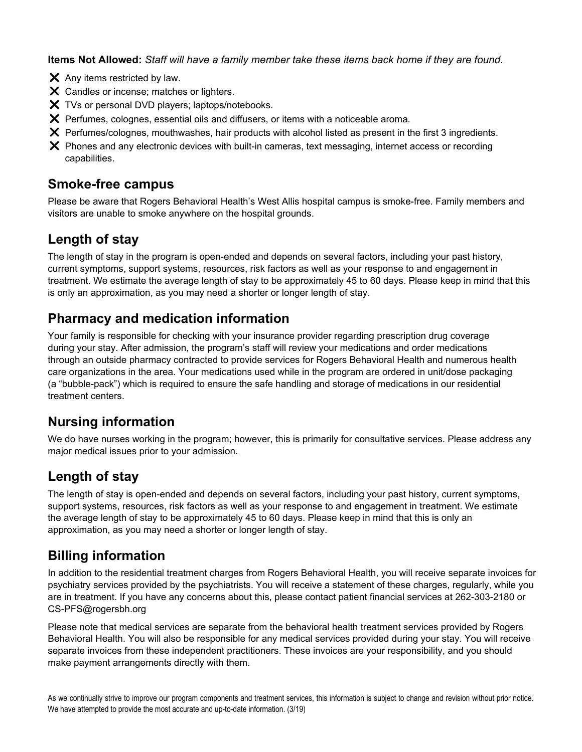**Items Not Allowed:** *Staff will have a family member take these items back home if they are found*.

- ✕ Any items restricted by law.
- ✕ Candles or incense; matches or lighters.
- ✕ TVs or personal DVD players; laptops/notebooks.
- ✕ Perfumes, colognes, essential oils and diffusers, or items with a noticeable aroma.
- ✕ Perfumes/colognes, mouthwashes, hair products with alcohol listed as present in the first 3 ingredients.
- ✕ Phones and any electronic devices with built-in cameras, text messaging, internet access or recording capabilities.

## Smoke-free campus

Please be aware that Rogers Behavioral Health's West Allis hospital campus is smoke-free. Family members and visitors are unable to smoke anywhere on the hospital grounds.

## Length of stay

The length of stay in the program is open-ended and depends on several factors, including your past history, current symptoms, support systems, resources, risk factors as well as your response to and engagement in treatment. We estimate the average length of stay to be approximately 45 to 60 days. Please keep in mind that this is only an approximation, as you may need a shorter or longer length of stay.

## Pharmacy and medication information

Your family is responsible for checking with your insurance provider regarding prescription drug coverage during your stay. After admission, the program's staff will review your medications and order medications through an outside pharmacy contracted to provide services for Rogers Behavioral Health and numerous health care organizations in the area. Your medications used while in the program are ordered in unit/dose packaging (a "bubble-pack") which is required to ensure the safe handling and storage of medications in our residential treatment centers.

## Nursing information

We do have nurses working in the program; however, this is primarily for consultative services. Please address any major medical issues prior to your admission.

## Length of stay

The length of stay is open-ended and depends on several factors, including your past history, current symptoms, support systems, resources, risk factors as well as your response to and engagement in treatment. We estimate the average length of stay to be approximately 45 to 60 days. Please keep in mind that this is only an approximation, as you may need a shorter or longer length of stay.

## Billing information

In addition to the residential treatment charges from Rogers Behavioral Health, you will receive separate invoices for psychiatry services provided by the psychiatrists. You will receive a statement of these charges, regularly, while you are in treatment. If you have any concerns about this, please contact patient financial services at 262-303-2180 or CS-PFS@rogersbh.org

Please note that medical services are separate from the behavioral health treatment services provided by Rogers Behavioral Health. You will also be responsible for any medical services provided during your stay. You will receive separate invoices from these independent practitioners. These invoices are your responsibility, and you should make payment arrangements directly with them.

As we continually strive to improve our program components and treatment services, this information is subject to change and revision without prior notice. We have attempted to provide the most accurate and up-to-date information. (3/19)